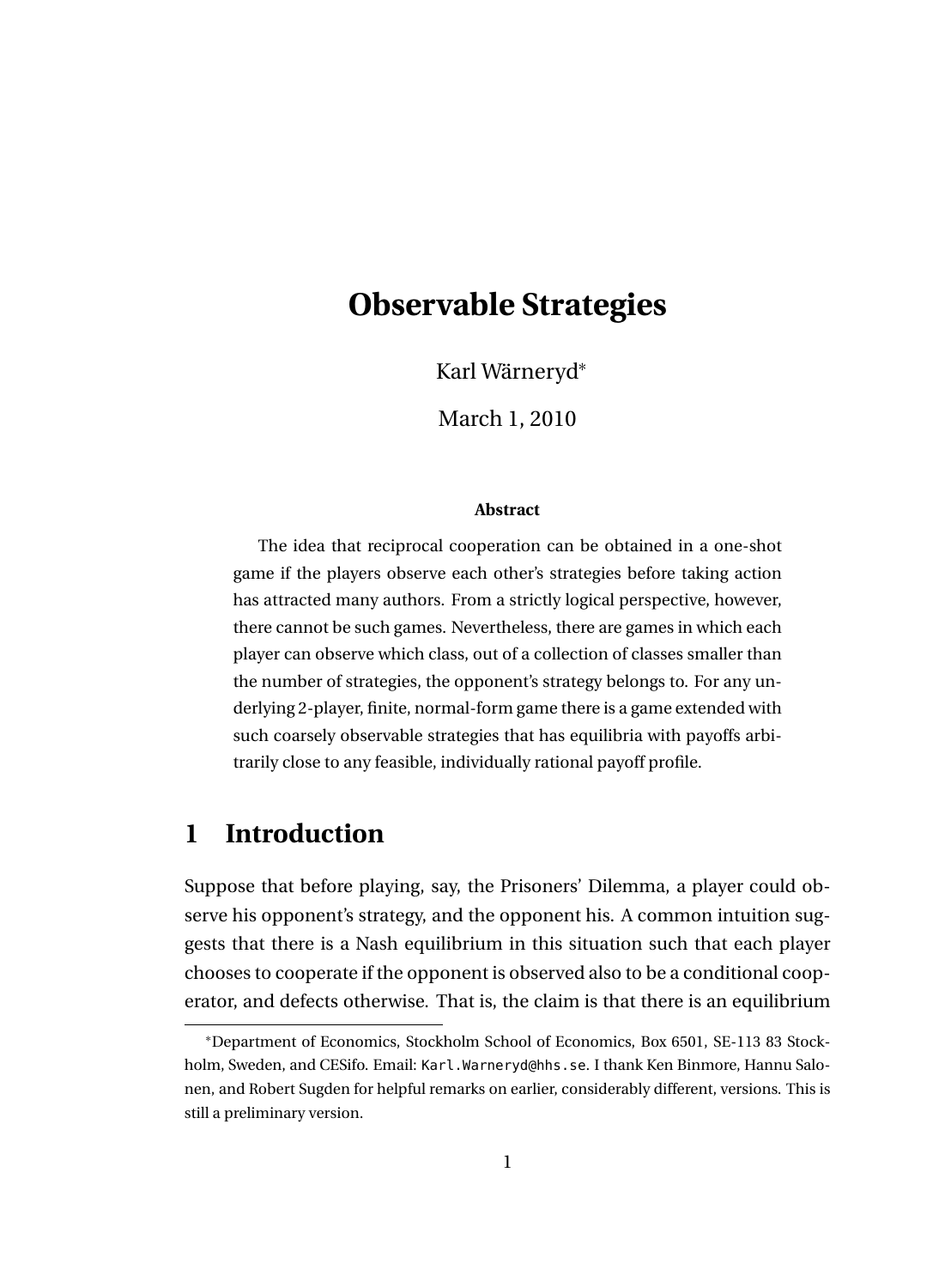# Observable Strategies

Karl Wärneryd*

March 1, 2010

**Abstract**

The idea that reciprocal cooperation can be obtained in a one-shot game if the players observe each other's strategies before taking action has attracted many authors. From a strictly logical perspective, however, there cannot be such games. Nevertheless, there are games in which each player can observe which class, out of a collection of classes smaller than the number of strategies, the opponent's strategy belongs to. For any underlying 2-player, finite, normal-form game there is a game extended with such coarsely observable strategies that has equilibria with payoffs arbitrarily close to any feasible, individually rational payoff profile.

## 1 Introduction

Suppose that before playing, say, the Prisoners' Dilemma, a player could observe his opponent's strategy, and the opponent his. A common intuition suggests that there is a Nash equilibrium in this situation such that each player chooses to cooperate if the opponent is observed also to be a conditional cooperator, and defects otherwise. That is, the claim is that there is an equilibrium

---

*Department of Economics, Stockholm School of Economics, Box 6501, SE-113 83 Stockholm, Sweden, and CESifo. Email: Karl.Warneryd@hhs.se. I thank Ken Binmore, Hannu Salonen, and Robert Sugden for helpful remarks on earlier, considerably different, versions. This is still a preliminary version.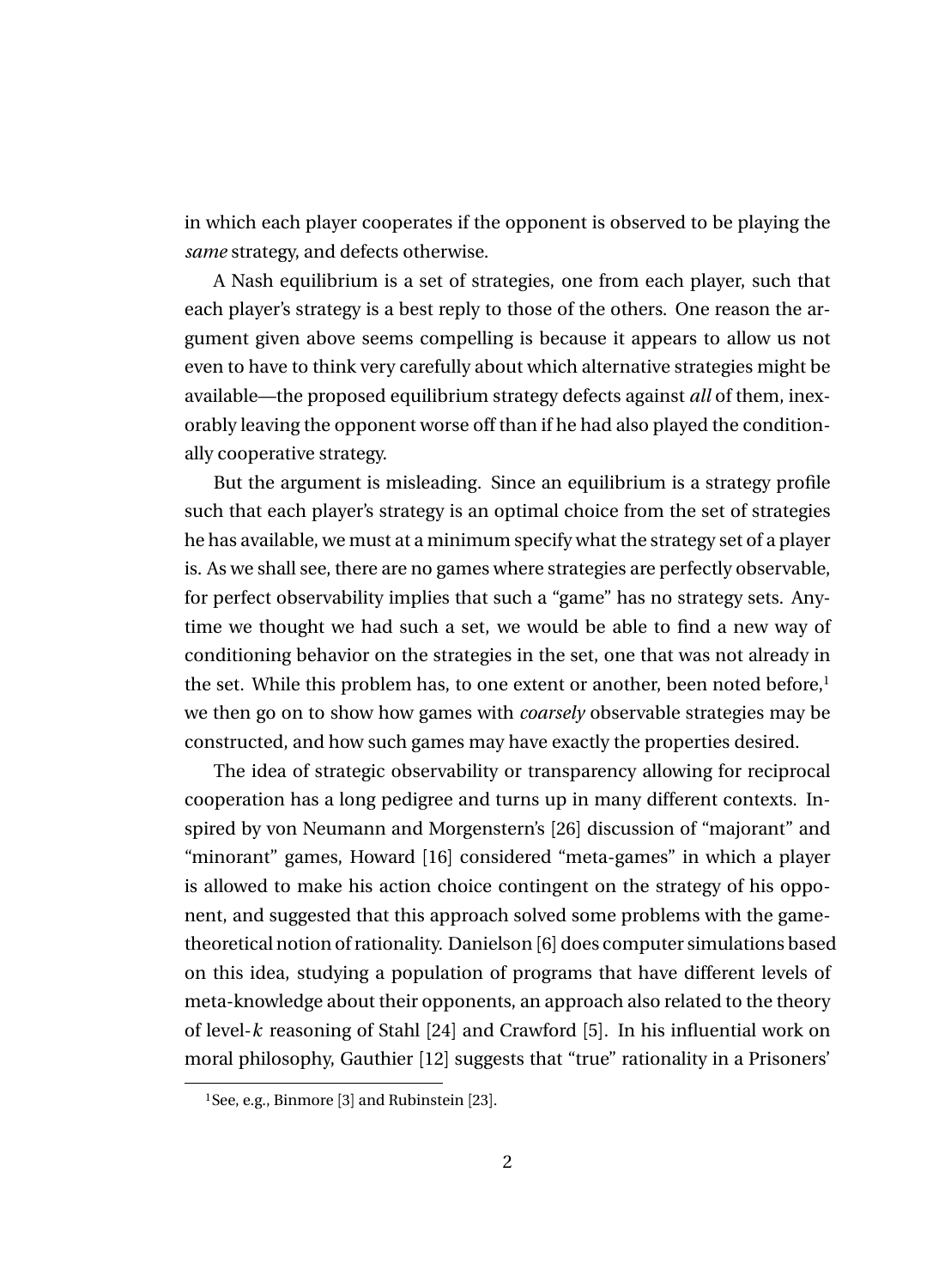in which each player cooperates if the opponent is observed to be playing the *same* strategy, and defects otherwise.

A Nash equilibrium is a set of strategies, one from each player, such that each player's strategy is a best reply to those of the others. One reason the argument given above seems compelling is because it appears to allow us not even to have to think very carefully about which alternative strategies might be available—the proposed equilibrium strategy defects against *all* of them, inexorably leaving the opponent worse off than if he had also played the conditionally cooperative strategy.

But the argument is misleading. Since an equilibrium is a strategy profile such that each player's strategy is an optimal choice from the set of strategies he has available, we must at a minimum specify what the strategy set of a player is. As we shall see, there are no games where strategies are perfectly observable, for perfect observability implies that such a "game" has no strategy sets. Anytime we thought we had such a set, we would be able to find a new way of conditioning behavior on the strategies in the set, one that was not already in the set. While this problem has, to one extent or another, been noted before,[1] we then go on to show how games with *coarsely* observable strategies may be constructed, and how such games may have exactly the properties desired.

The idea of strategic observability or transparency allowing for reciprocal cooperation has a long pedigree and turns up in many different contexts. Inspired by von Neumann and Morgenstern's [26] discussion of "majorant" and "minorant" games, Howard [16] considered "meta-games" in which a player is allowed to make his action choice contingent on the strategy of his opponent, and suggested that this approach solved some problems with the game-theoretical notion of rationality. Danielson [6] does computer simulations based on this idea, studying a population of programs that have different levels of meta-knowledge about their opponents, an approach also related to the theory of level-$k$ reasoning of Stahl [24] and Crawford [5]. In his influential work on moral philosophy, Gauthier [12] suggests that "true" rationality in a Prisoners'

[1] See, e.g., Binmore [3] and Rubinstein [23].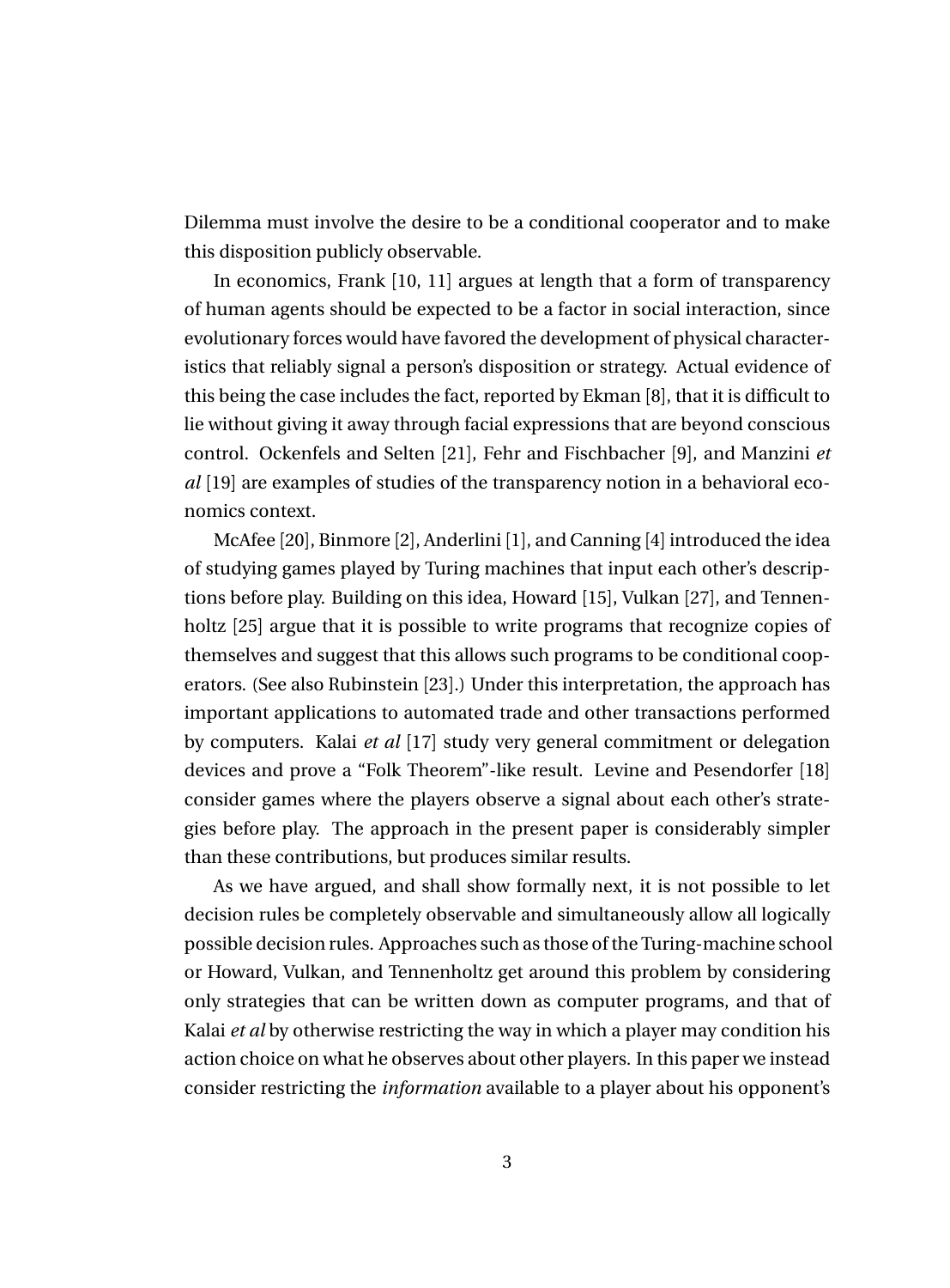Dilemma must involve the desire to be a conditional cooperator and to make this disposition publicly observable.

In economics, Frank [10, 11] argues at length that a form of transparency of human agents should be expected to be a factor in social interaction, since evolutionary forces would have favored the development of physical characteristics that reliably signal a person's disposition or strategy. Actual evidence of this being the case includes the fact, reported by Ekman [8], that it is difficult to lie without giving it away through facial expressions that are beyond conscious control. Ockenfels and Selten [21], Fehr and Fischbacher [9], and Manzini *et al* [19] are examples of studies of the transparency notion in a behavioral economics context.

McAfee [20], Binmore [2], Anderlini [1], and Canning [4] introduced the idea of studying games played by Turing machines that input each other's descriptions before play. Building on this idea, Howard [15], Vulkan [27], and Tennenholtz [25] argue that it is possible to write programs that recognize copies of themselves and suggest that this allows such programs to be conditional cooperators. (See also Rubinstein [23].) Under this interpretation, the approach has important applications to automated trade and other transactions performed by computers. Kalai *et al* [17] study very general commitment or delegation devices and prove a "Folk Theorem"-like result. Levine and Pesendorfer [18] consider games where the players observe a signal about each other's strategies before play. The approach in the present paper is considerably simpler than these contributions, but produces similar results.

As we have argued, and shall show formally next, it is not possible to let decision rules be completely observable and simultaneously allow all logically possible decision rules. Approaches such as those of the Turing-machine school or Howard, Vulkan, and Tennenholtz get around this problem by considering only strategies that can be written down as computer programs, and that of Kalai *et al* by otherwise restricting the way in which a player may condition his action choice on what he observes about other players. In this paper we instead consider restricting the *information* available to a player about his opponent's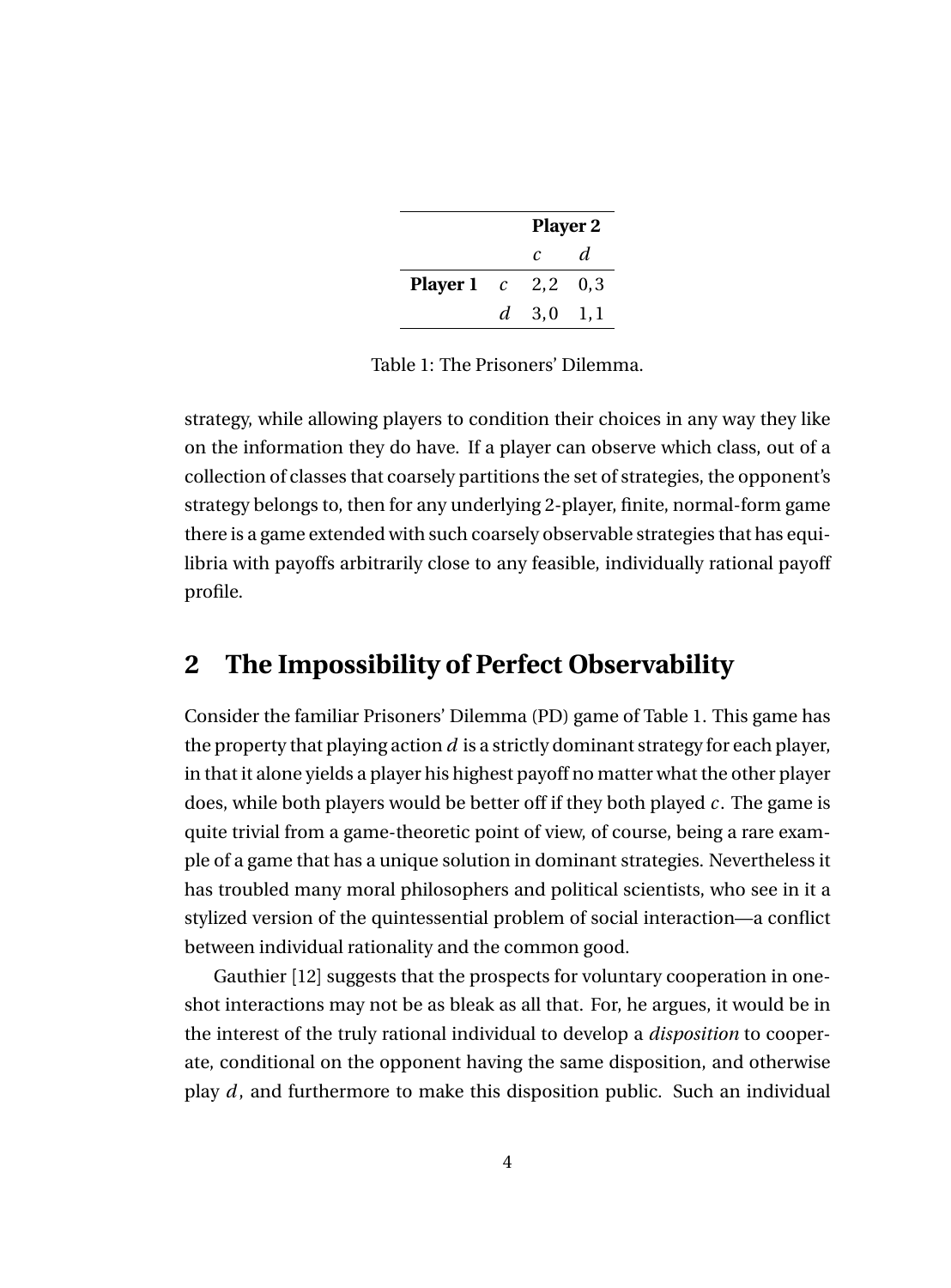| | | Player 2 | |
|---|---|---|---|
| | | $c$ | $d$ |
| **Player 1** | $c$ | 2,2 | 0,3 |
| | $d$ | 3,0 | 1,1 |

Table 1: The Prisoners' Dilemma.

strategy, while allowing players to condition their choices in any way they like on the information they do have. If a player can observe which class, out of a collection of classes that coarsely partitions the set of strategies, the opponent's strategy belongs to, then for any underlying 2-player, finite, normal-form game there is a game extended with such coarsely observable strategies that has equilibria with payoffs arbitrarily close to any feasible, individually rational payoff profile.

## 2 The Impossibility of Perfect Observability

Consider the familiar Prisoners' Dilemma (PD) game of Table 1. This game has the property that playing action $d$ is a strictly dominant strategy for each player, in that it alone yields a player his highest payoff no matter what the other player does, while both players would be better off if they both played $c$. The game is quite trivial from a game-theoretic point of view, of course, being a rare example of a game that has a unique solution in dominant strategies. Nevertheless it has troubled many moral philosophers and political scientists, who see in it a stylized version of the quintessential problem of social interaction—a conflict between individual rationality and the common good.

Gauthier [12] suggests that the prospects for voluntary cooperation in one-shot interactions may not be as bleak as all that. For, he argues, it would be in the interest of the truly rational individual to develop a *disposition* to cooperate, conditional on the opponent having the same disposition, and otherwise play $d$, and furthermore to make this disposition public. Such an individual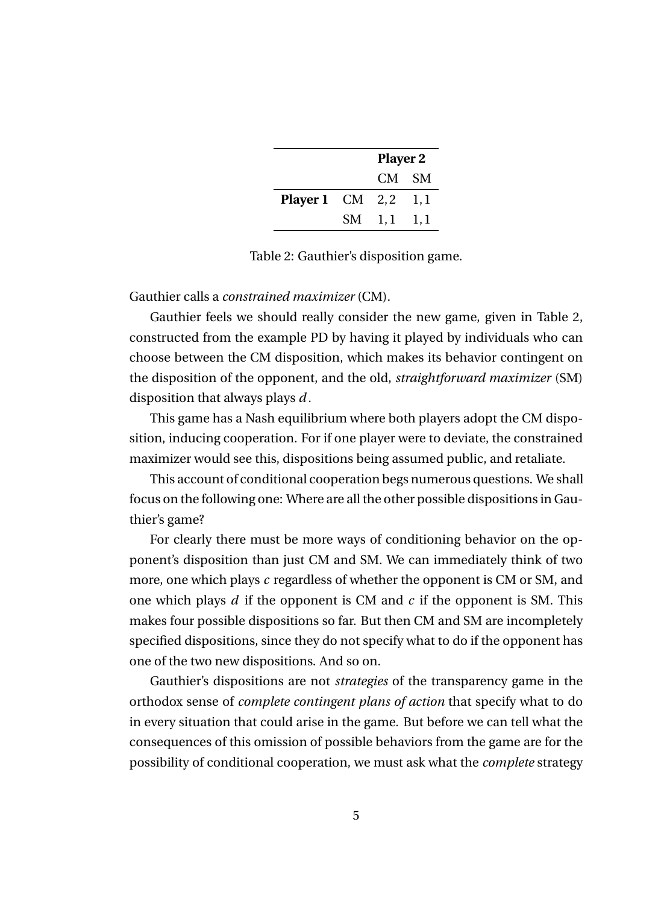| | | **Player 2** | |
|---|---|---|---|
| | | CM | SM |
| **Player 1** | CM | 2,2 | 1,1 |
| | SM | 1,1 | 1,1 |

Table 2: Gauthier's disposition game.

Gauthier calls a *constrained maximizer* (CM).

Gauthier feels we should really consider the new game, given in Table 2, constructed from the example PD by having it played by individuals who can choose between the CM disposition, which makes its behavior contingent on the disposition of the opponent, and the old, *straightforward maximizer* (SM) disposition that always plays $d$.

This game has a Nash equilibrium where both players adopt the CM disposition, inducing cooperation. For if one player were to deviate, the constrained maximizer would see this, dispositions being assumed public, and retaliate.

This account of conditional cooperation begs numerous questions. We shall focus on the following one: Where are all the other possible dispositions in Gauthier's game?

For clearly there must be more ways of conditioning behavior on the opponent's disposition than just CM and SM. We can immediately think of two more, one which plays $c$ regardless of whether the opponent is CM or SM, and one which plays $d$ if the opponent is CM and $c$ if the opponent is SM. This makes four possible dispositions so far. But then CM and SM are incompletely specified dispositions, since they do not specify what to do if the opponent has one of the two new dispositions. And so on.

Gauthier's dispositions are not *strategies* of the transparency game in the orthodox sense of *complete contingent plans of action* that specify what to do in every situation that could arise in the game. But before we can tell what the consequences of this omission of possible behaviors from the game are for the possibility of conditional cooperation, we must ask what the *complete* strategy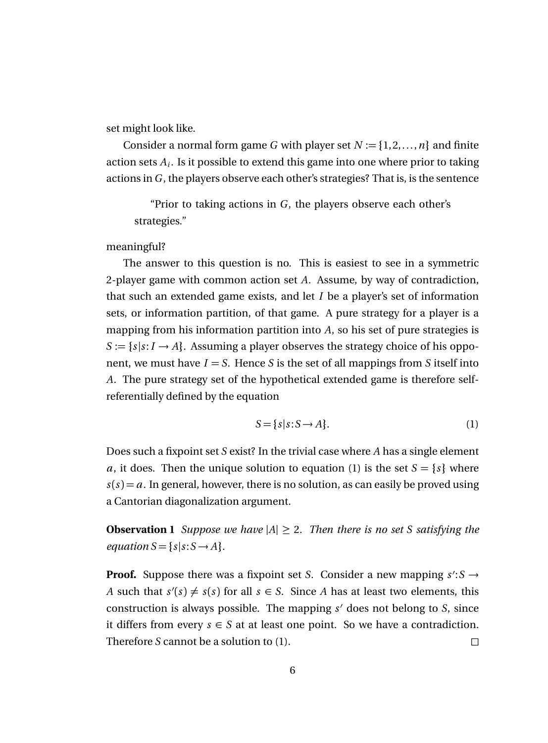set might look like.

Consider a normal form game $G$ with player set $N := \{1, 2, \ldots, n\}$ and finite action sets $A_i$. Is it possible to extend this game into one where prior to taking actions in $G$, the players observe each other's strategies? That is, is the sentence

> "Prior to taking actions in $G$, the players observe each other's strategies."

meaningful?

The answer to this question is no. This is easiest to see in a symmetric 2-player game with common action set $A$. Assume, by way of contradiction, that such an extended game exists, and let $I$ be a player's set of information sets, or information partition, of that game. A pure strategy for a player is a mapping from his information partition into $A$, so his set of pure strategies is $S := \{s | s : I \to A\}$. Assuming a player observes the strategy choice of his opponent, we must have $I = S$. Hence $S$ is the set of all mappings from $S$ itself into $A$. The pure strategy set of the hypothetical extended game is therefore self-referentially defined by the equation

$$S = \{s | s : S \to A\}. \tag{1}$$

Does such a fixpoint set $S$ exist? In the trivial case where $A$ has a single element $a$, it does. Then the unique solution to equation (1) is the set $S = \{s\}$ where $s(s) = a$. In general, however, there is no solution, as can easily be proved using a Cantorian diagonalization argument.

**Observation 1** *Suppose we have $|A| \geq 2$. Then there is no set $S$ satisfying the equation $S = \{s | s : S \to A\}$.*

**Proof.** Suppose there was a fixpoint set $S$. Consider a new mapping $s' : S \to A$ such that $s'(s) \neq s(s)$ for all $s \in S$. Since $A$ has at least two elements, this construction is always possible. The mapping $s'$ does not belong to $S$, since it differs from every $s \in S$ at at least one point. So we have a contradiction. Therefore $S$ cannot be a solution to (1). $\square$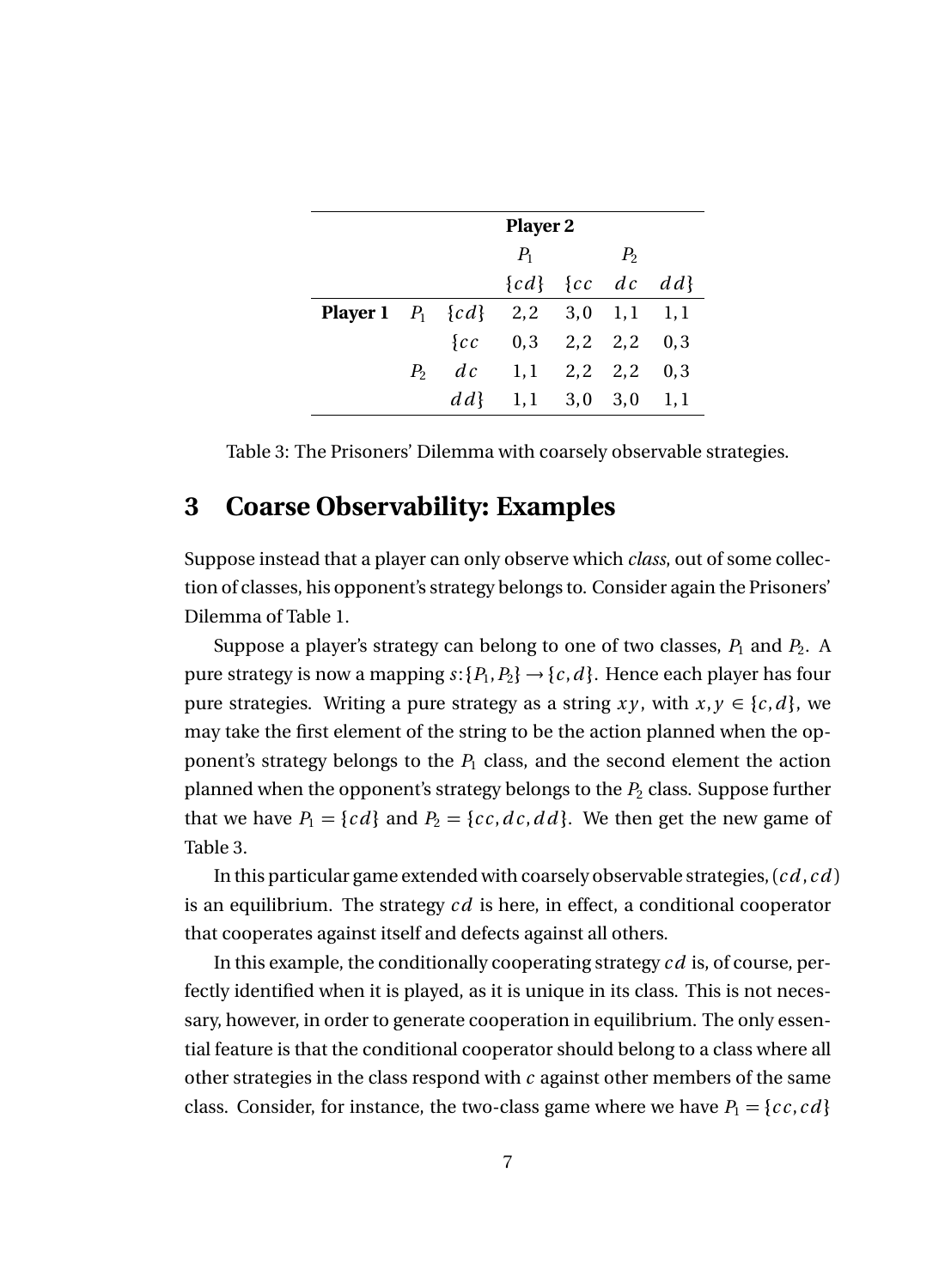| | | | Player 2 | | | |
|---|---|---|---|---|---|---|
| | | | $P_1$ | $P_2$ | | |
| | | | $\{cd\}$ | $\{cc$ | $dc$ | $dd\}$ |
| **Player 1** | $P_1$ | $\{cd\}$ | 2,2 | 3,0 | 1,1 | 1,1 |
| | | $\{cc$ | 0,3 | 2,2 | 2,2 | 0,3 |
| | $P_2$ | $dc$ | 1,1 | 2,2 | 2,2 | 0,3 |
| | | $dd\}$ | 1,1 | 3,0 | 3,0 | 1,1 |

Table 3: The Prisoners' Dilemma with coarsely observable strategies.

# 3 Coarse Observability: Examples

Suppose instead that a player can only observe which *class*, out of some collection of classes, his opponent's strategy belongs to. Consider again the Prisoners' Dilemma of Table 1.

Suppose a player's strategy can belong to one of two classes, $P_1$ and $P_2$. A pure strategy is now a mapping $s: \{P_1, P_2\} \to \{c, d\}$. Hence each player has four pure strategies. Writing a pure strategy as a string $xy$, with $x, y \in \{c, d\}$, we may take the first element of the string to be the action planned when the opponent's strategy belongs to the $P_1$ class, and the second element the action planned when the opponent's strategy belongs to the $P_2$ class. Suppose further that we have $P_1 = \{cd\}$ and $P_2 = \{cc, dc, dd\}$. We then get the new game of Table 3.

In this particular game extended with coarsely observable strategies, $(cd, cd)$ is an equilibrium. The strategy $cd$ is here, in effect, a conditional cooperator that cooperates against itself and defects against all others.

In this example, the conditionally cooperating strategy $cd$ is, of course, perfectly identified when it is played, as it is unique in its class. This is not necessary, however, in order to generate cooperation in equilibrium. The only essential feature is that the conditional cooperator should belong to a class where all other strategies in the class respond with $c$ against other members of the same class. Consider, for instance, the two-class game where we have $P_1 = \{cc, cd\}$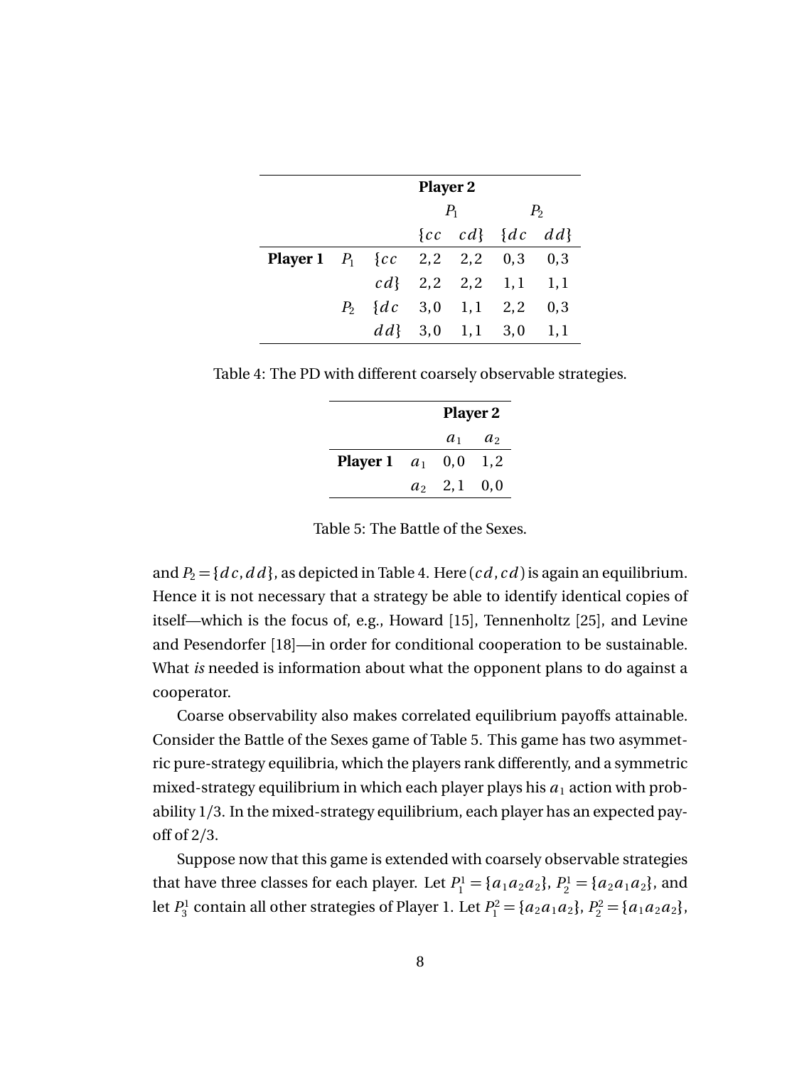| | | | Player 2 | | | |
|---|---|---|---|---|---|---|
| | | | $P_1$ | | $P_2$ | |
| | | | $\{cc$ | $cd\}$ | $\{dc$ | $dd\}$ |
| **Player 1** | $P_1$ | $\{cc$ | $2,2$ | $2,2$ | $0,3$ | $0,3$ |
| | | $cd\}$ | $2,2$ | $2,2$ | $1,1$ | $1,1$ |
| | $P_2$ | $\{dc$ | $3,0$ | $1,1$ | $2,2$ | $0,3$ |
| | | $dd\}$ | $3,0$ | $1,1$ | $3,0$ | $1,1$ |

Table 4: The PD with different coarsely observable strategies.

| | | Player 2 | |
|---|---|---|---|
| | | $a_1$ | $a_2$ |
| **Player 1** | $a_1$ | $0,0$ | $1,2$ |
| | $a_2$ | $2,1$ | $0,0$ |

Table 5: The Battle of the Sexes.

and $P_2 = \{dc, dd\}$, as depicted in Table 4. Here $(cd, cd)$ is again an equilibrium. Hence it is not necessary that a strategy be able to identify identical copies of itself—which is the focus of, e.g., Howard [15], Tennenholtz [25], and Levine and Pesendorfer [18]—in order for conditional cooperation to be sustainable. What *is* needed is information about what the opponent plans to do against a cooperator.

Coarse observability also makes correlated equilibrium payoffs attainable. Consider the Battle of the Sexes game of Table 5. This game has two asymmetric pure-strategy equilibria, which the players rank differently, and a symmetric mixed-strategy equilibrium in which each player plays his $a_1$ action with probability $1/3$. In the mixed-strategy equilibrium, each player has an expected payoff of $2/3$.

Suppose now that this game is extended with coarsely observable strategies that have three classes for each player. Let $P_1^1 = \{a_1 a_2 a_2\}$, $P_2^1 = \{a_2 a_1 a_2\}$, and let $P_3^1$ contain all other strategies of Player 1. Let $P_1^2 = \{a_2 a_1 a_2\}$, $P_2^2 = \{a_1 a_2 a_2\}$,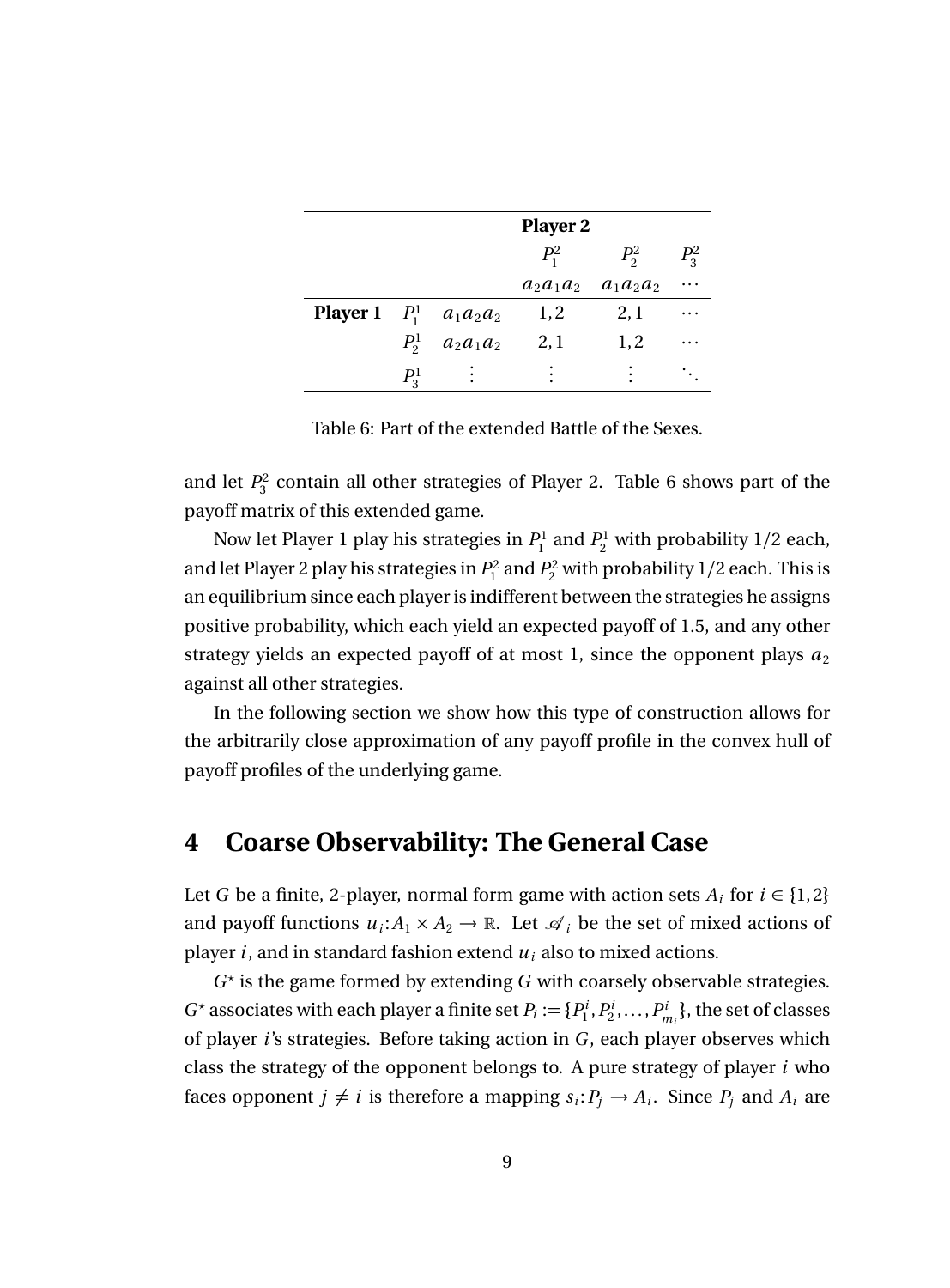| | | | Player 2 | | |
|---|---|---|---|---|---|
| | | | $P_1^2$ | $P_2^2$ | $P_3^2$ |
| | | | $a_2a_1a_2$ | $a_1a_2a_2$ | $\cdots$ |
| **Player 1** | $P_1^1$ | $a_1a_2a_2$ | $1,2$ | $2,1$ | $\cdots$ |
| | $P_2^1$ | $a_2a_1a_2$ | $2,1$ | $1,2$ | $\cdots$ |
| | $P_3^1$ | $\vdots$ | $\vdots$ | $\vdots$ | $\ddots$ |

Table 6: Part of the extended Battle of the Sexes.

and let $P_3^2$ contain all other strategies of Player 2. Table 6 shows part of the payoff matrix of this extended game.

Now let Player 1 play his strategies in $P_1^1$ and $P_2^1$ with probability 1/2 each, and let Player 2 play his strategies in $P_1^2$ and $P_2^2$ with probability 1/2 each. This is an equilibrium since each player is indifferent between the strategies he assigns positive probability, which each yield an expected payoff of 1.5, and any other strategy yields an expected payoff of at most 1, since the opponent plays $a_2$ against all other strategies.

In the following section we show how this type of construction allows for the arbitrarily close approximation of any payoff profile in the convex hull of payoff profiles of the underlying game.

# 4 Coarse Observability: The General Case

Let $G$ be a finite, 2-player, normal form game with action sets $A_i$ for $i \in \{1,2\}$ and payoff functions $u_i : A_1 \times A_2 \to \mathbb{R}$. Let $\mathscr{A}_i$ be the set of mixed actions of player $i$, and in standard fashion extend $u_i$ also to mixed actions.

$G^\star$ is the game formed by extending $G$ with coarsely observable strategies. $G^\star$ associates with each player a finite set $P_i := \{P_1^i, P_2^i, \ldots, P_{m_i}^i\}$, the set of classes of player $i$'s strategies. Before taking action in $G$, each player observes which class the strategy of the opponent belongs to. A pure strategy of player $i$ who faces opponent $j \neq i$ is therefore a mapping $s_i : P_j \to A_i$. Since $P_j$ and $A_i$ are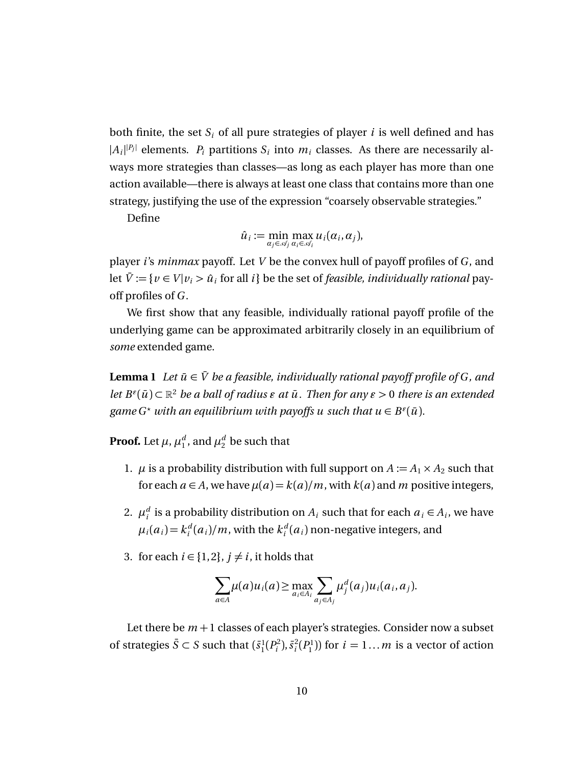both finite, the set $S_i$ of all pure strategies of player $i$ is well defined and has $|A_i|^{|P_j|}$ elements. $P_i$ partitions $S_i$ into $m_i$ classes. As there are necessarily always more strategies than classes—as long as each player has more than one action available—there is always at least one class that contains more than one strategy, justifying the use of the expression "coarsely observable strategies."

Define

$$\hat{u}_i := \min_{\alpha_j \in \mathscr{A}_j} \max_{\alpha_i \in \mathscr{A}_i} u_i(\alpha_i, \alpha_j),$$

player $i$'s *minmax* payoff. Let $V$ be the convex hull of payoff profiles of $G$, and let $\bar{V} := \{v \in V | v_i > \hat{u}_i \text{ for all } i\}$ be the set of *feasible, individually rational* payoff profiles of $G$.

We first show that any feasible, individually rational payoff profile of the underlying game can be approximated arbitrarily closely in an equilibrium of *some* extended game.

**Lemma 1** *Let $\bar{u} \in \bar{V}$ be a feasible, individually rational payoff profile of $G$, and let $B^\varepsilon(\bar{u}) \subset \mathbb{R}^2$ be a ball of radius $\varepsilon$ at $\bar{u}$. Then for any $\varepsilon > 0$ there is an extended game $G^\star$ with an equilibrium with payoffs $u$ such that $u \in B^\varepsilon(\bar{u})$.*

**Proof.** Let $\mu$, $\mu_1^d$, and $\mu_2^d$ be such that

1. $\mu$ is a probability distribution with full support on $A := A_1 \times A_2$ such that for each $a \in A$, we have $\mu(a) = k(a)/m$, with $k(a)$ and $m$ positive integers,
2. $\mu_i^d$ is a probability distribution on $A_i$ such that for each $a_i \in A_i$, we have $\mu_i(a_i) = k_i^d(a_i)/m$, with the $k_i^d(a_i)$ non-negative integers, and
3. for each $i \in \{1,2\}$, $j \neq i$, it holds that

$$\sum_{a \in A} \mu(a) u_i(a) \geq \max_{a_i \in A_i} \sum_{a_j \in A_j} \mu_j^d(a_j) u_i(a_i, a_j).$$

Let there be $m+1$ classes of each player's strategies. Consider now a subset of strategies $\bar{S} \subset S$ such that $(\bar{s}_1^1(P_i^2), \bar{s}_i^2(P_1^1))$ for $i = 1 \ldots m$ is a vector of action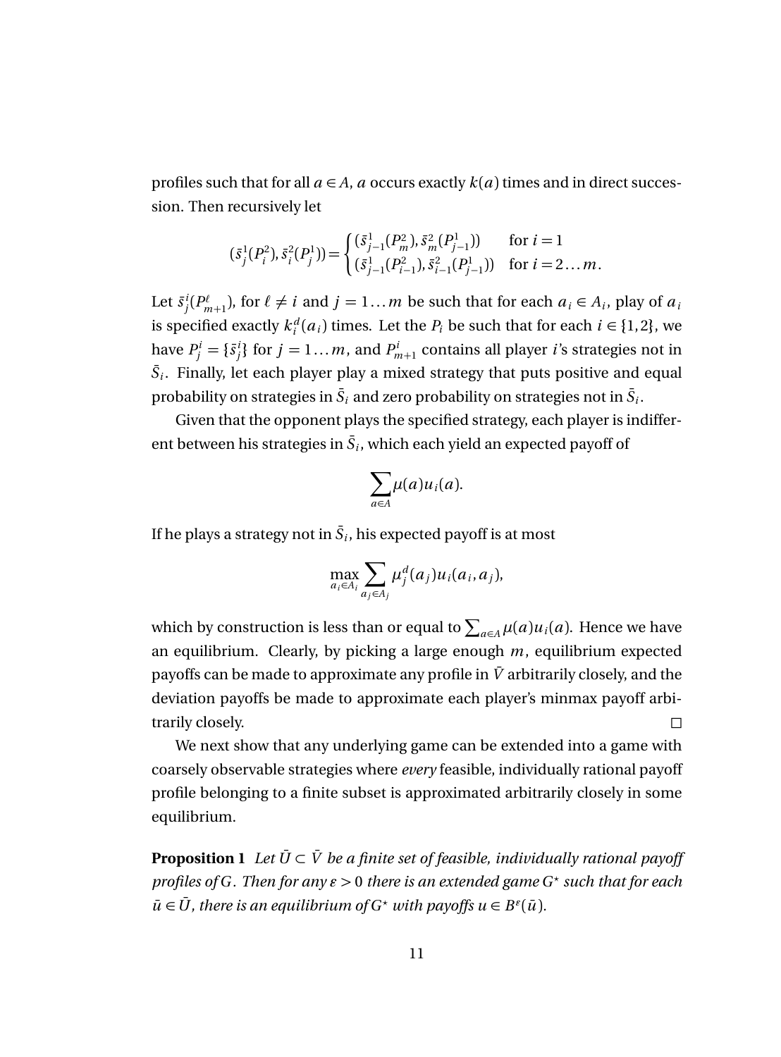profiles such that for all $a \in A$, $a$ occurs exactly $k(a)$ times and in direct succession. Then recursively let

$$(\bar{s}^1_j(P^2_i), \bar{s}^2_i(P^1_j)) = \begin{cases} (\bar{s}^1_{j-1}(P^2_m), \bar{s}^2_m(P^1_{j-1})) & \text{for } i = 1 \\ (\bar{s}^1_{j-1}(P^2_{i-1}), \bar{s}^2_{i-1}(P^1_{j-1})) & \text{for } i = 2 \ldots m. \end{cases}$$

Let $\bar{s}^i_j(P^\ell_{m+1})$, for $\ell \neq i$ and $j = 1 \ldots m$ be such that for each $a_i \in A_i$, play of $a_i$ is specified exactly $k^d_i(a_i)$ times. Let the $P_i$ be such that for each $i \in \{1,2\}$, we have $P^i_j = \{\bar{s}^i_j\}$ for $j = 1 \ldots m$, and $P^i_{m+1}$ contains all player $i$'s strategies not in $\bar{S}_i$. Finally, let each player play a mixed strategy that puts positive and equal probability on strategies in $\bar{S}_i$ and zero probability on strategies not in $\bar{S}_i$.

Given that the opponent plays the specified strategy, each player is indifferent between his strategies in $\bar{S}_i$, which each yield an expected payoff of

$$\sum_{a \in A} \mu(a) u_i(a).$$

If he plays a strategy not in $\bar{S}_i$, his expected payoff is at most

$$\max_{a_i \in A_i} \sum_{a_j \in A_j} \mu^d_j(a_j) u_i(a_i, a_j),$$

which by construction is less than or equal to $\sum_{a \in A} \mu(a) u_i(a)$. Hence we have an equilibrium. Clearly, by picking a large enough $m$, equilibrium expected payoffs can be made to approximate any profile in $\bar{V}$ arbitrarily closely, and the deviation payoffs be made to approximate each player's minmax payoff arbitrarily closely. □

We next show that any underlying game can be extended into a game with coarsely observable strategies where *every* feasible, individually rational payoff profile belonging to a finite subset is approximated arbitrarily closely in some equilibrium.

**Proposition 1** *Let $\bar{U} \subset \bar{V}$ be a finite set of feasible, individually rational payoff profiles of $G$. Then for any $\varepsilon > 0$ there is an extended game $G^\star$ such that for each $\bar{u} \in \bar{U}$, there is an equilibrium of $G^\star$ with payoffs $u \in B^\varepsilon(\bar{u})$.*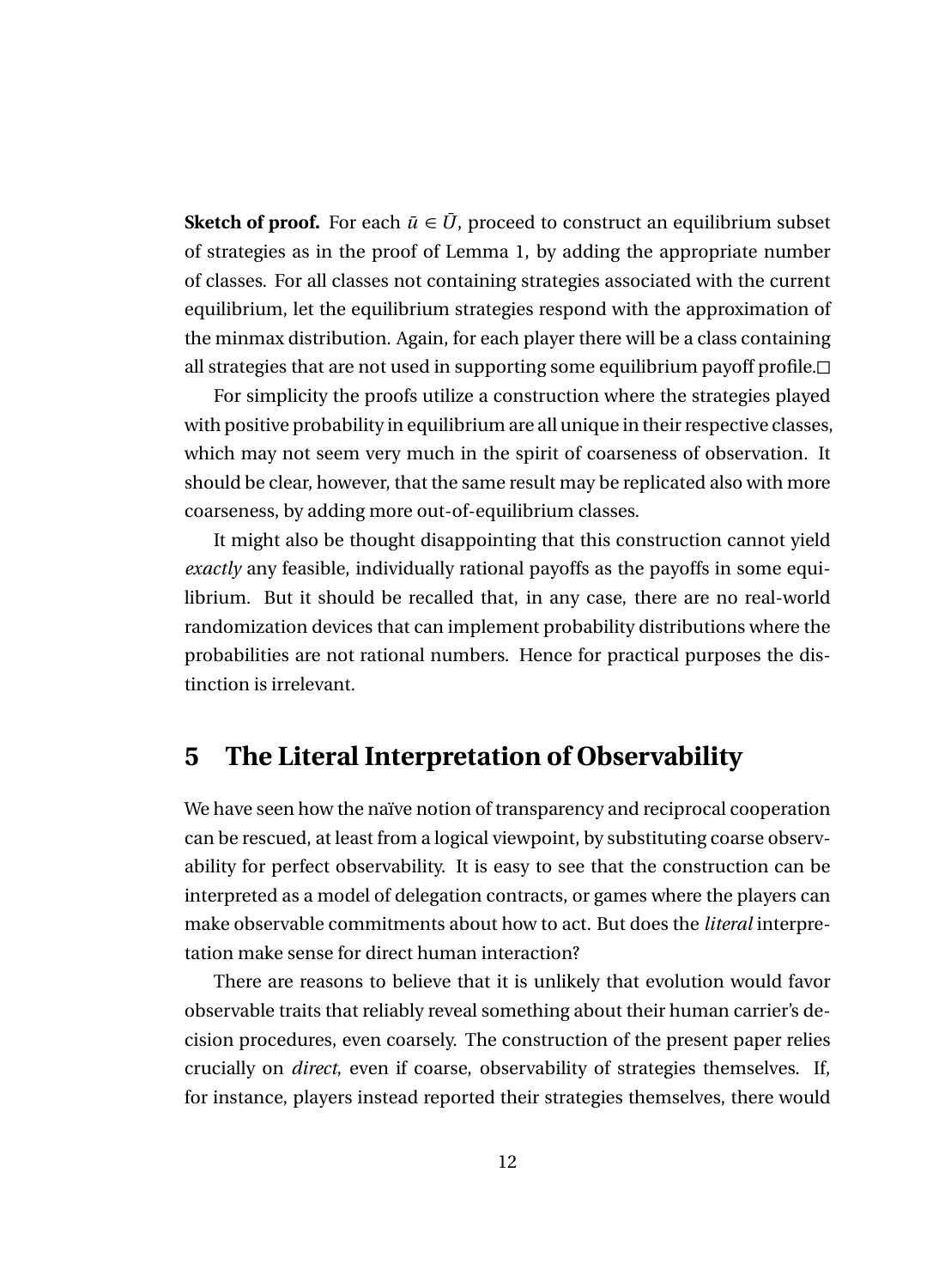**Sketch of proof.** For each $\bar{u} \in \bar{U}$, proceed to construct an equilibrium subset of strategies as in the proof of Lemma 1, by adding the appropriate number of classes. For all classes not containing strategies associated with the current equilibrium, let the equilibrium strategies respond with the approximation of the minmax distribution. Again, for each player there will be a class containing all strategies that are not used in supporting some equilibrium payoff profile.□

For simplicity the proofs utilize a construction where the strategies played with positive probability in equilibrium are all unique in their respective classes, which may not seem very much in the spirit of coarseness of observation. It should be clear, however, that the same result may be replicated also with more coarseness, by adding more out-of-equilibrium classes.

It might also be thought disappointing that this construction cannot yield *exactly* any feasible, individually rational payoffs as the payoffs in some equilibrium. But it should be recalled that, in any case, there are no real-world randomization devices that can implement probability distributions where the probabilities are not rational numbers. Hence for practical purposes the distinction is irrelevant.

## 5 The Literal Interpretation of Observability

We have seen how the naïve notion of transparency and reciprocal cooperation can be rescued, at least from a logical viewpoint, by substituting coarse observability for perfect observability. It is easy to see that the construction can be interpreted as a model of delegation contracts, or games where the players can make observable commitments about how to act. But does the *literal* interpretation make sense for direct human interaction?

There are reasons to believe that it is unlikely that evolution would favor observable traits that reliably reveal something about their human carrier's decision procedures, even coarsely. The construction of the present paper relies crucially on *direct*, even if coarse, observability of strategies themselves. If, for instance, players instead reported their strategies themselves, there would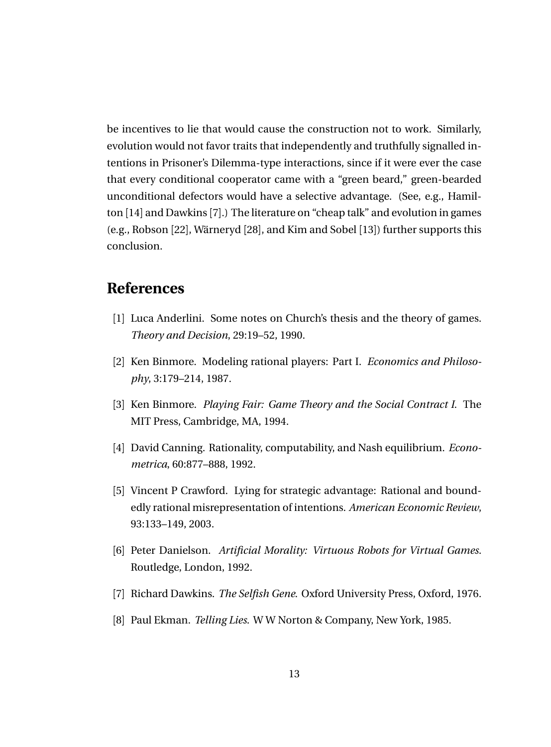be incentives to lie that would cause the construction not to work. Similarly, evolution would not favor traits that independently and truthfully signalled intentions in Prisoner's Dilemma-type interactions, since if it were ever the case that every conditional cooperator came with a "green beard," green-bearded unconditional defectors would have a selective advantage. (See, e.g., Hamilton [14] and Dawkins [7].) The literature on "cheap talk" and evolution in games (e.g., Robson [22], Wärneryd [28], and Kim and Sobel [13]) further supports this conclusion.

## References

[1] Luca Anderlini. Some notes on Church's thesis and the theory of games. *Theory and Decision*, 29:19–52, 1990.

[2] Ken Binmore. Modeling rational players: Part I. *Economics and Philosophy*, 3:179–214, 1987.

[3] Ken Binmore. *Playing Fair: Game Theory and the Social Contract I*. The MIT Press, Cambridge, MA, 1994.

[4] David Canning. Rationality, computability, and Nash equilibrium. *Econometrica*, 60:877–888, 1992.

[5] Vincent P Crawford. Lying for strategic advantage: Rational and boundedly rational misrepresentation of intentions. *American Economic Review*, 93:133–149, 2003.

[6] Peter Danielson. *Artificial Morality: Virtuous Robots for Virtual Games*. Routledge, London, 1992.

[7] Richard Dawkins. *The Selfish Gene*. Oxford University Press, Oxford, 1976.

[8] Paul Ekman. *Telling Lies*. W W Norton & Company, New York, 1985.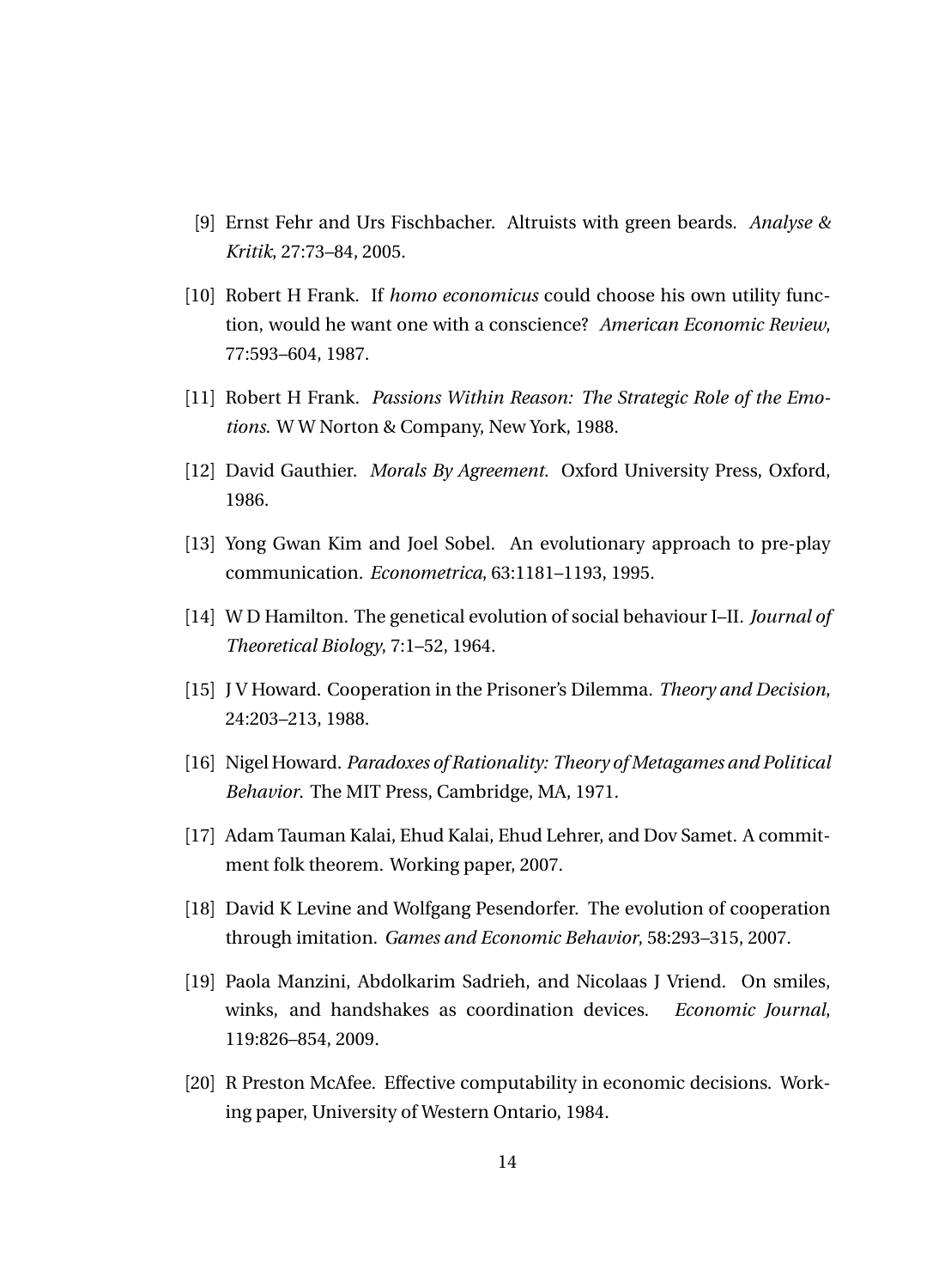[9] Ernst Fehr and Urs Fischbacher. Altruists with green beards. *Analyse & Kritik*, 27:73–84, 2005.

[10] Robert H Frank. If *homo economicus* could choose his own utility function, would he want one with a conscience? *American Economic Review*, 77:593–604, 1987.

[11] Robert H Frank. *Passions Within Reason: The Strategic Role of the Emotions*. W W Norton & Company, New York, 1988.

[12] David Gauthier. *Morals By Agreement*. Oxford University Press, Oxford, 1986.

[13] Yong Gwan Kim and Joel Sobel. An evolutionary approach to pre-play communication. *Econometrica*, 63:1181–1193, 1995.

[14] W D Hamilton. The genetical evolution of social behaviour I–II. *Journal of Theoretical Biology*, 7:1–52, 1964.

[15] J V Howard. Cooperation in the Prisoner's Dilemma. *Theory and Decision*, 24:203–213, 1988.

[16] Nigel Howard. *Paradoxes of Rationality: Theory of Metagames and Political Behavior*. The MIT Press, Cambridge, MA, 1971.

[17] Adam Tauman Kalai, Ehud Kalai, Ehud Lehrer, and Dov Samet. A commitment folk theorem. Working paper, 2007.

[18] David K Levine and Wolfgang Pesendorfer. The evolution of cooperation through imitation. *Games and Economic Behavior*, 58:293–315, 2007.

[19] Paola Manzini, Abdolkarim Sadrieh, and Nicolaas J Vriend. On smiles, winks, and handshakes as coordination devices. *Economic Journal*, 119:826–854, 2009.

[20] R Preston McAfee. Effective computability in economic decisions. Working paper, University of Western Ontario, 1984.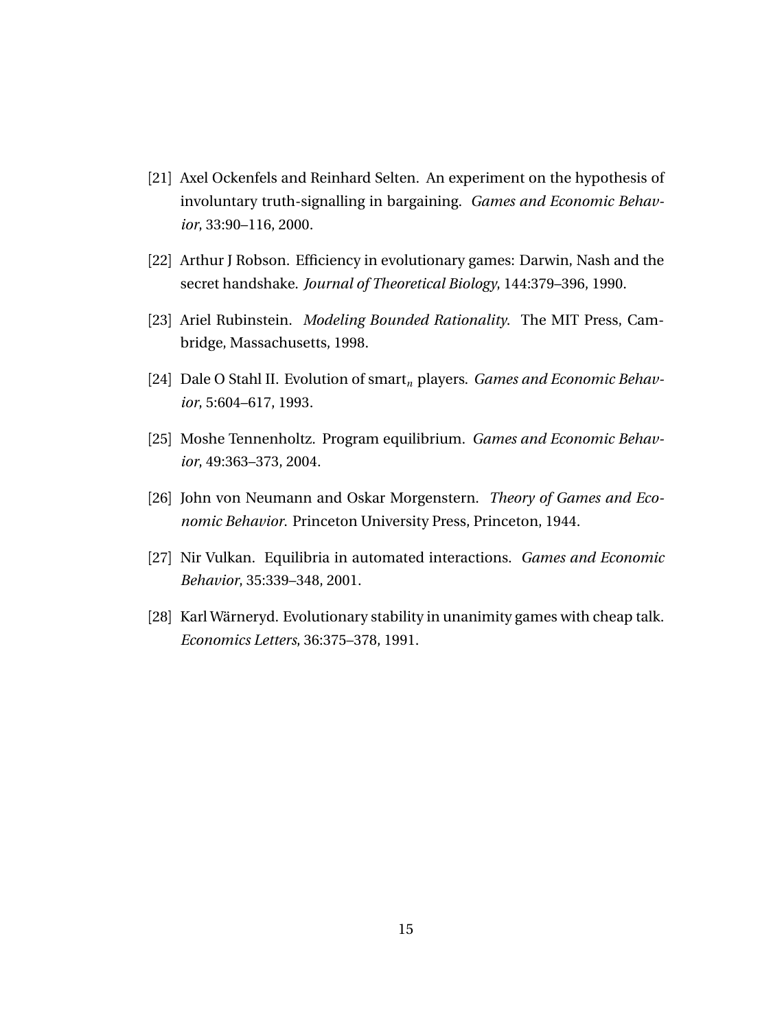[21] Axel Ockenfels and Reinhard Selten. An experiment on the hypothesis of involuntary truth-signalling in bargaining. *Games and Economic Behavior*, 33:90–116, 2000.

[22] Arthur J Robson. Efficiency in evolutionary games: Darwin, Nash and the secret handshake. *Journal of Theoretical Biology*, 144:379–396, 1990.

[23] Ariel Rubinstein. *Modeling Bounded Rationality*. The MIT Press, Cambridge, Massachusetts, 1998.

[24] Dale O Stahl II. Evolution of smart$_n$ players. *Games and Economic Behavior*, 5:604–617, 1993.

[25] Moshe Tennenholtz. Program equilibrium. *Games and Economic Behavior*, 49:363–373, 2004.

[26] John von Neumann and Oskar Morgenstern. *Theory of Games and Economic Behavior*. Princeton University Press, Princeton, 1944.

[27] Nir Vulkan. Equilibria in automated interactions. *Games and Economic Behavior*, 35:339–348, 2001.

[28] Karl Wärneryd. Evolutionary stability in unanimity games with cheap talk. *Economics Letters*, 36:375–378, 1991.